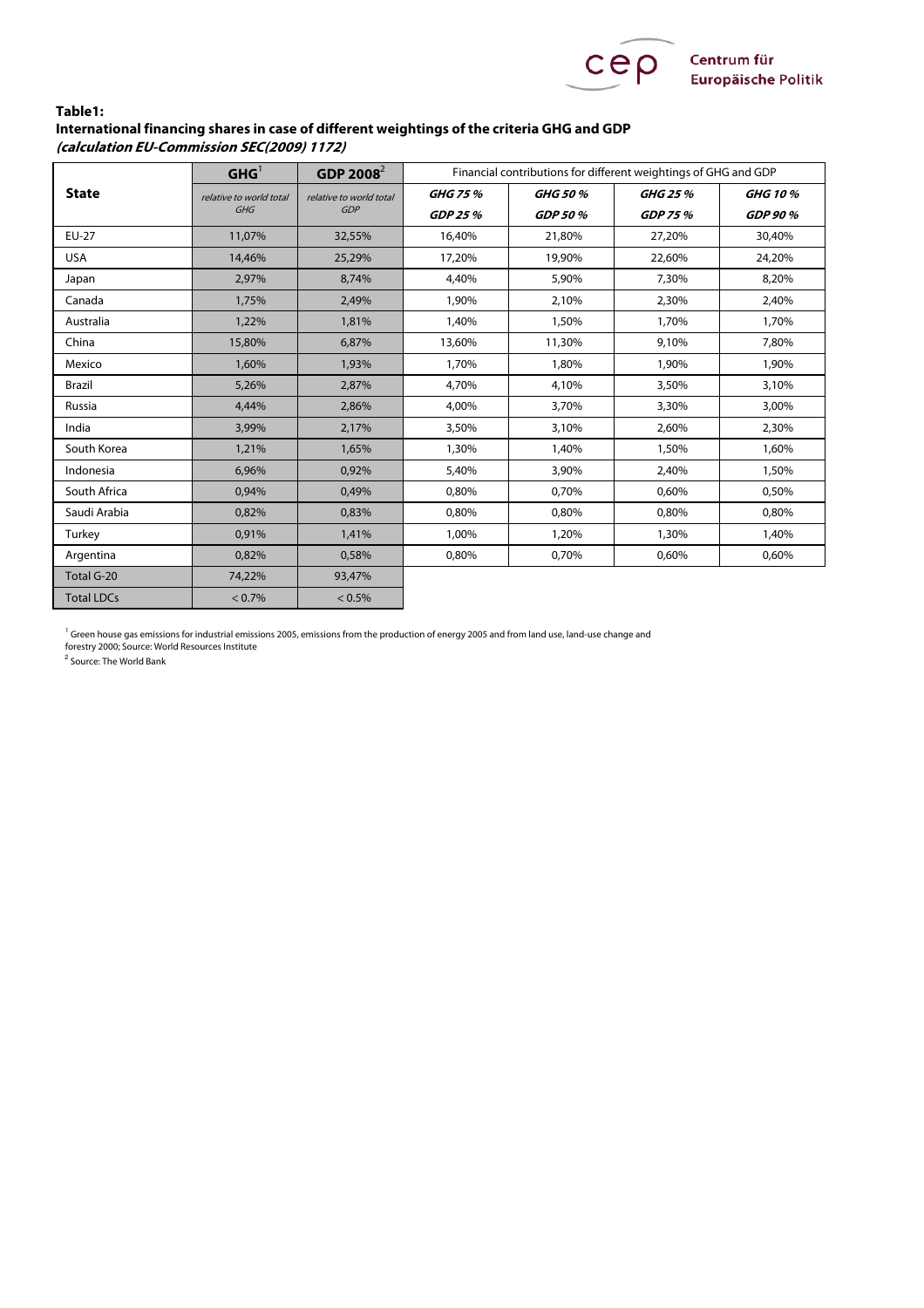**Table1:**
**International financing shares in case of different weightings of the criteria GHG and GDP**
***(calculation EU-Commission SEC(2009) 1172)***

| State | GHG[1] | GDP 2008[2] | Financial contributions for different weightings of GHG and GDP | | | |
|---|---|---|---|---|---|---|
| | *relative to world total GHG* | *relative to world total GDP* | ***GHG 75 %*** ***GDP 25 %*** | ***GHG 50 %*** ***GDP 50 %*** | ***GHG 25 %*** ***GDP 75 %*** | ***GHG 10 %*** ***GDP 90 %*** |
| EU-27 | 11,07% | 32,55% | 16,40% | 21,80% | 27,20% | 30,40% |
| USA | 14,46% | 25,29% | 17,20% | 19,90% | 22,60% | 24,20% |
| Japan | 2,97% | 8,74% | 4,40% | 5,90% | 7,30% | 8,20% |
| Canada | 1,75% | 2,49% | 1,90% | 2,10% | 2,30% | 2,40% |
| Australia | 1,22% | 1,81% | 1,40% | 1,50% | 1,70% | 1,70% |
| China | 15,80% | 6,87% | 13,60% | 11,30% | 9,10% | 7,80% |
| Mexico | 1,60% | 1,93% | 1,70% | 1,80% | 1,90% | 1,90% |
| Brazil | 5,26% | 2,87% | 4,70% | 4,10% | 3,50% | 3,10% |
| Russia | 4,44% | 2,86% | 4,00% | 3,70% | 3,30% | 3,00% |
| India | 3,99% | 2,17% | 3,50% | 3,10% | 2,60% | 2,30% |
| South Korea | 1,21% | 1,65% | 1,30% | 1,40% | 1,50% | 1,60% |
| Indonesia | 6,96% | 0,92% | 5,40% | 3,90% | 2,40% | 1,50% |
| South Africa | 0,94% | 0,49% | 0,80% | 0,70% | 0,60% | 0,50% |
| Saudi Arabia | 0,82% | 0,83% | 0,80% | 0,80% | 0,80% | 0,80% |
| Turkey | 0,91% | 1,41% | 1,00% | 1,20% | 1,30% | 1,40% |
| Argentina | 0,82% | 0,58% | 0,80% | 0,70% | 0,60% | 0,60% |
| Total G-20 | 74,22% | 93,47% | | | | |
| Total LDCs | < 0.7% | < 0.5% | | | | |

[1] Green house gas emissions for industrial emissions 2005, emissions from the production of energy 2005 and from land use, land-use change and forestry 2000; Source: World Resources Institute

[2] Source: The World Bank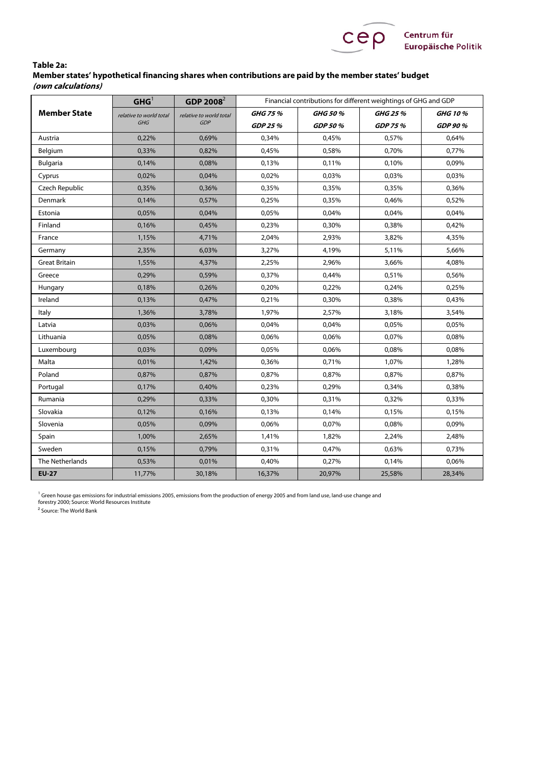**Table 2a:**
**Member states' hypothetical financing shares when contributions are paid by the member states' budget** ***(own calculations)***

| Member State | GHG[1] | GDP 2008[2] | Financial contributions for different weightings of GHG and GDP | | | |
|---|---|---|---|---|---|---|
| | *relative to world total GHG* | *relative to world total GDP* | *GHG 75 %* *GDP 25 %* | *GHG 50 %* *GDP 50 %* | *GHG 25 %* *GDP 75 %* | *GHG 10 %* *GDP 90 %* |
| Austria | 0,22% | 0,69% | 0,34% | 0,45% | 0,57% | 0,64% |
| Belgium | 0,33% | 0,82% | 0,45% | 0,58% | 0,70% | 0,77% |
| Bulgaria | 0,14% | 0,08% | 0,13% | 0,11% | 0,10% | 0,09% |
| Cyprus | 0,02% | 0,04% | 0,02% | 0,03% | 0,03% | 0,03% |
| Czech Republic | 0,35% | 0,36% | 0,35% | 0,35% | 0,35% | 0,36% |
| Denmark | 0,14% | 0,57% | 0,25% | 0,35% | 0,46% | 0,52% |
| Estonia | 0,05% | 0,04% | 0,05% | 0,04% | 0,04% | 0,04% |
| Finland | 0,16% | 0,45% | 0,23% | 0,30% | 0,38% | 0,42% |
| France | 1,15% | 4,71% | 2,04% | 2,93% | 3,82% | 4,35% |
| Germany | 2,35% | 6,03% | 3,27% | 4,19% | 5,11% | 5,66% |
| Great Britain | 1,55% | 4,37% | 2,25% | 2,96% | 3,66% | 4,08% |
| Greece | 0,29% | 0,59% | 0,37% | 0,44% | 0,51% | 0,56% |
| Hungary | 0,18% | 0,26% | 0,20% | 0,22% | 0,24% | 0,25% |
| Ireland | 0,13% | 0,47% | 0,21% | 0,30% | 0,38% | 0,43% |
| Italy | 1,36% | 3,78% | 1,97% | 2,57% | 3,18% | 3,54% |
| Latvia | 0,03% | 0,06% | 0,04% | 0,04% | 0,05% | 0,05% |
| Lithuania | 0,05% | 0,08% | 0,06% | 0,06% | 0,07% | 0,08% |
| Luxembourg | 0,03% | 0,09% | 0,05% | 0,06% | 0,08% | 0,08% |
| Malta | 0,01% | 1,42% | 0,36% | 0,71% | 1,07% | 1,28% |
| Poland | 0,87% | 0,87% | 0,87% | 0,87% | 0,87% | 0,87% |
| Portugal | 0,17% | 0,40% | 0,23% | 0,29% | 0,34% | 0,38% |
| Rumania | 0,29% | 0,33% | 0,30% | 0,31% | 0,32% | 0,33% |
| Slovakia | 0,12% | 0,16% | 0,13% | 0,14% | 0,15% | 0,15% |
| Slovenia | 0,05% | 0,09% | 0,06% | 0,07% | 0,08% | 0,09% |
| Spain | 1,00% | 2,65% | 1,41% | 1,82% | 2,24% | 2,48% |
| Sweden | 0,15% | 0,79% | 0,31% | 0,47% | 0,63% | 0,73% |
| The Netherlands | 0,53% | 0,01% | 0,40% | 0,27% | 0,14% | 0,06% |
| **EU-27** | 11,77% | 30,18% | 16,37% | 20,97% | 25,58% | 28,34% |

[1] Green house gas emissions for industrial emissions 2005, emissions from the production of energy 2005 and from land use, land-use change and forestry 2000; Source: World Resources Institute

[2] Source: The World Bank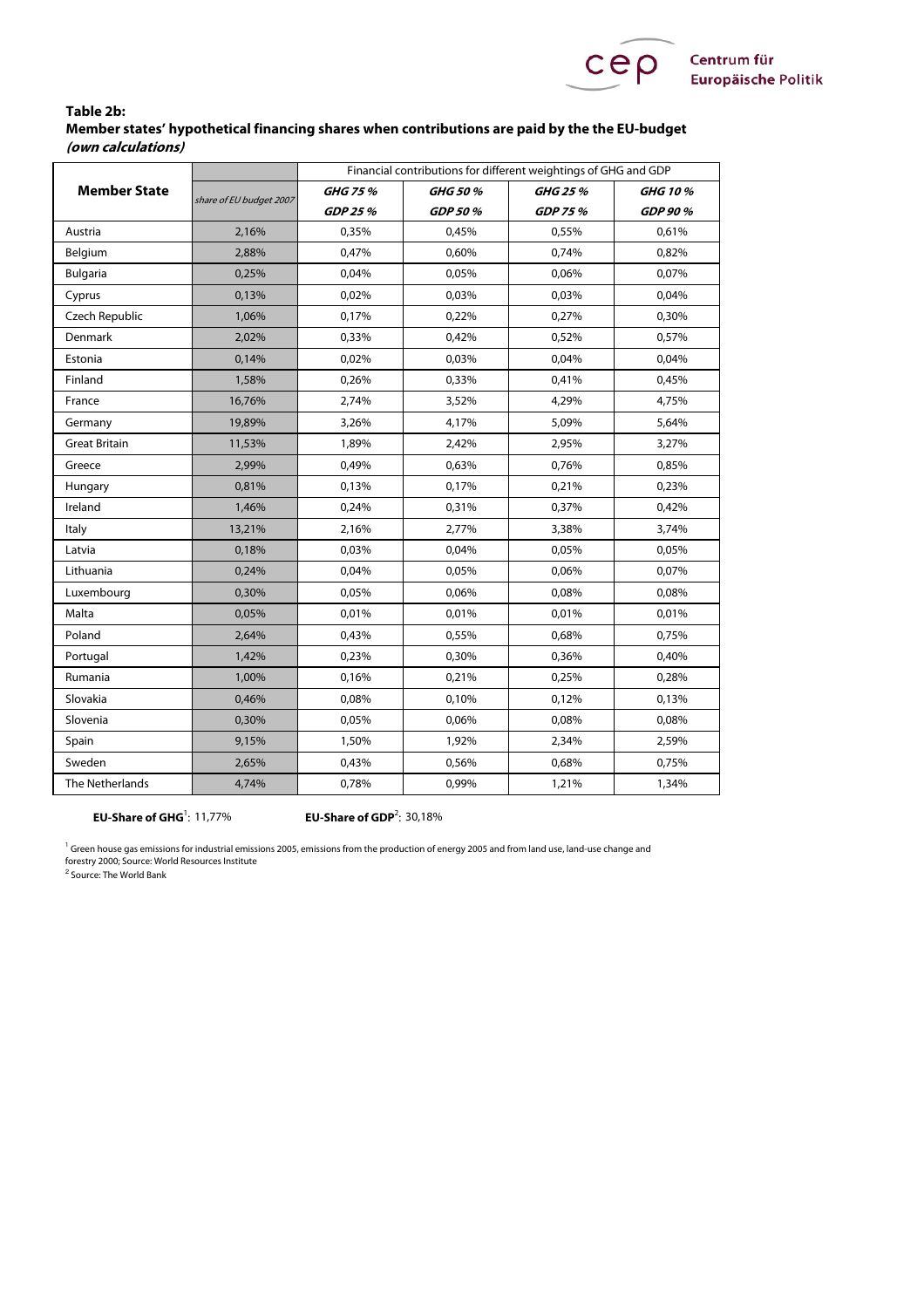**Table 2b:**
**Member states' hypothetical financing shares when contributions are paid by the the EU-budget *(own calculations)***

| Member State | *share of EU budget 2007* | Financial contributions for different weightings of GHG and GDP | | | |
|---|---|---|---|---|---|
| | | ***GHG 75 %*** ***GDP 25 %*** | ***GHG 50 %*** ***GDP 50 %*** | ***GHG 25 %*** ***GDP 75 %*** | ***GHG 10 %*** ***GDP 90 %*** |
| Austria | 2,16% | 0,35% | 0,45% | 0,55% | 0,61% |
| Belgium | 2,88% | 0,47% | 0,60% | 0,74% | 0,82% |
| Bulgaria | 0,25% | 0,04% | 0,05% | 0,06% | 0,07% |
| Cyprus | 0,13% | 0,02% | 0,03% | 0,03% | 0,04% |
| Czech Republic | 1,06% | 0,17% | 0,22% | 0,27% | 0,30% |
| Denmark | 2,02% | 0,33% | 0,42% | 0,52% | 0,57% |
| Estonia | 0,14% | 0,02% | 0,03% | 0,04% | 0,04% |
| Finland | 1,58% | 0,26% | 0,33% | 0,41% | 0,45% |
| France | 16,76% | 2,74% | 3,52% | 4,29% | 4,75% |
| Germany | 19,89% | 3,26% | 4,17% | 5,09% | 5,64% |
| Great Britain | 11,53% | 1,89% | 2,42% | 2,95% | 3,27% |
| Greece | 2,99% | 0,49% | 0,63% | 0,76% | 0,85% |
| Hungary | 0,81% | 0,13% | 0,17% | 0,21% | 0,23% |
| Ireland | 1,46% | 0,24% | 0,31% | 0,37% | 0,42% |
| Italy | 13,21% | 2,16% | 2,77% | 3,38% | 3,74% |
| Latvia | 0,18% | 0,03% | 0,04% | 0,05% | 0,05% |
| Lithuania | 0,24% | 0,04% | 0,05% | 0,06% | 0,07% |
| Luxembourg | 0,30% | 0,05% | 0,06% | 0,08% | 0,08% |
| Malta | 0,05% | 0,01% | 0,01% | 0,01% | 0,01% |
| Poland | 2,64% | 0,43% | 0,55% | 0,68% | 0,75% |
| Portugal | 1,42% | 0,23% | 0,30% | 0,36% | 0,40% |
| Rumania | 1,00% | 0,16% | 0,21% | 0,25% | 0,28% |
| Slovakia | 0,46% | 0,08% | 0,10% | 0,12% | 0,13% |
| Slovenia | 0,30% | 0,05% | 0,06% | 0,08% | 0,08% |
| Spain | 9,15% | 1,50% | 1,92% | 2,34% | 2,59% |
| Sweden | 2,65% | 0,43% | 0,56% | 0,68% | 0,75% |
| The Netherlands | 4,74% | 0,78% | 0,99% | 1,21% | 1,34% |

**EU-Share of GHG**[1]: 11,77%  **EU-Share of GDP**[2]: 30,18%

[1] Green house gas emissions for industrial emissions 2005, emissions from the production of energy 2005 and from land use, land-use change and forestry 2000; Source: World Resources Institute

[2] Source: The World Bank